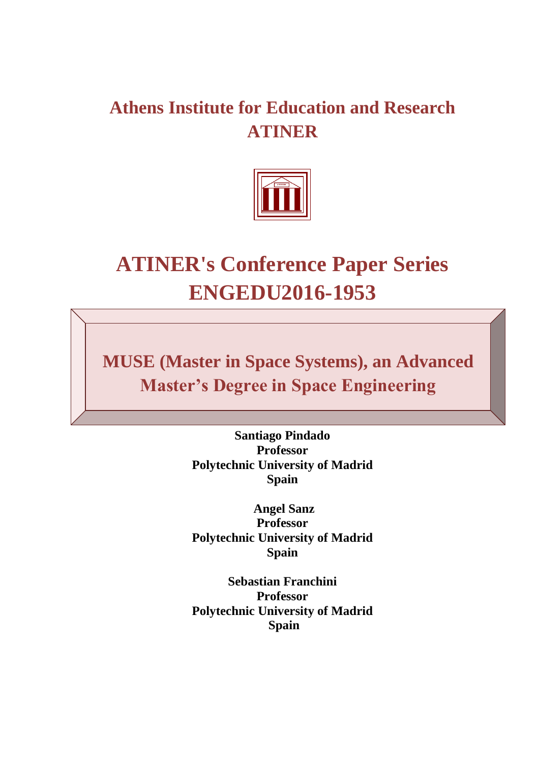# Athens Institute for Education and Research
# ATINER

## ATINER's Conference Paper Series
## ENGEDU2016-1953

# MUSE (Master in Space Systems), an Advanced Master's Degree in Space Engineering

**Santiago Pindado**
**Professor**
**Polytechnic University of Madrid**
**Spain**

**Angel Sanz**
**Professor**
**Polytechnic University of Madrid**
**Spain**

**Sebastian Franchini**
**Professor**
**Polytechnic University of Madrid**
**Spain**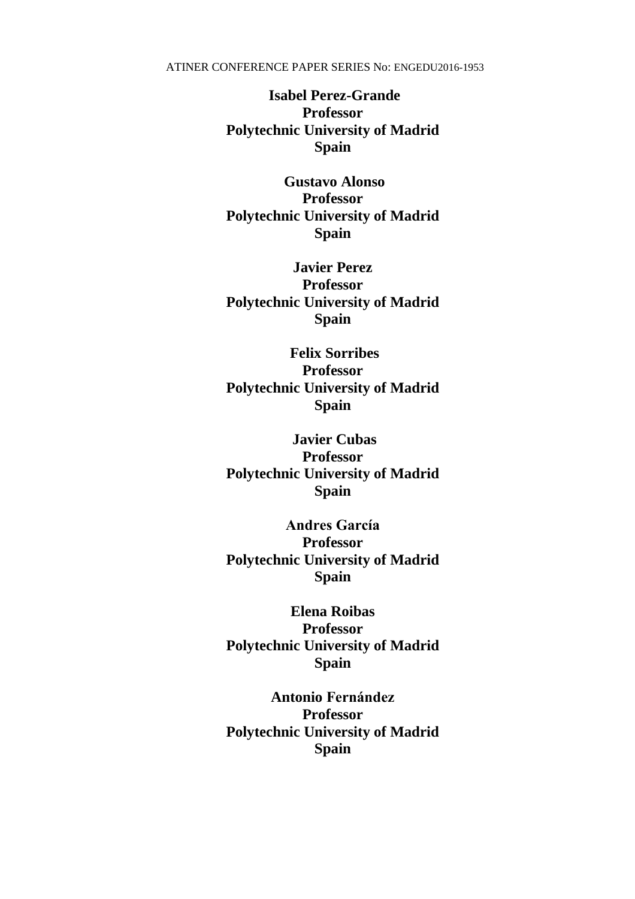**Isabel Perez-Grande**
**Professor**
**Polytechnic University of Madrid**
**Spain**

**Gustavo Alonso**
**Professor**
**Polytechnic University of Madrid**
**Spain**

**Javier Perez**
**Professor**
**Polytechnic University of Madrid**
**Spain**

**Felix Sorribes**
**Professor**
**Polytechnic University of Madrid**
**Spain**

**Javier Cubas**
**Professor**
**Polytechnic University of Madrid**
**Spain**

**Andres García**
**Professor**
**Polytechnic University of Madrid**
**Spain**

**Elena Roibas**
**Professor**
**Polytechnic University of Madrid**
**Spain**

**Antonio Fernández**
**Professor**
**Polytechnic University of Madrid**
**Spain**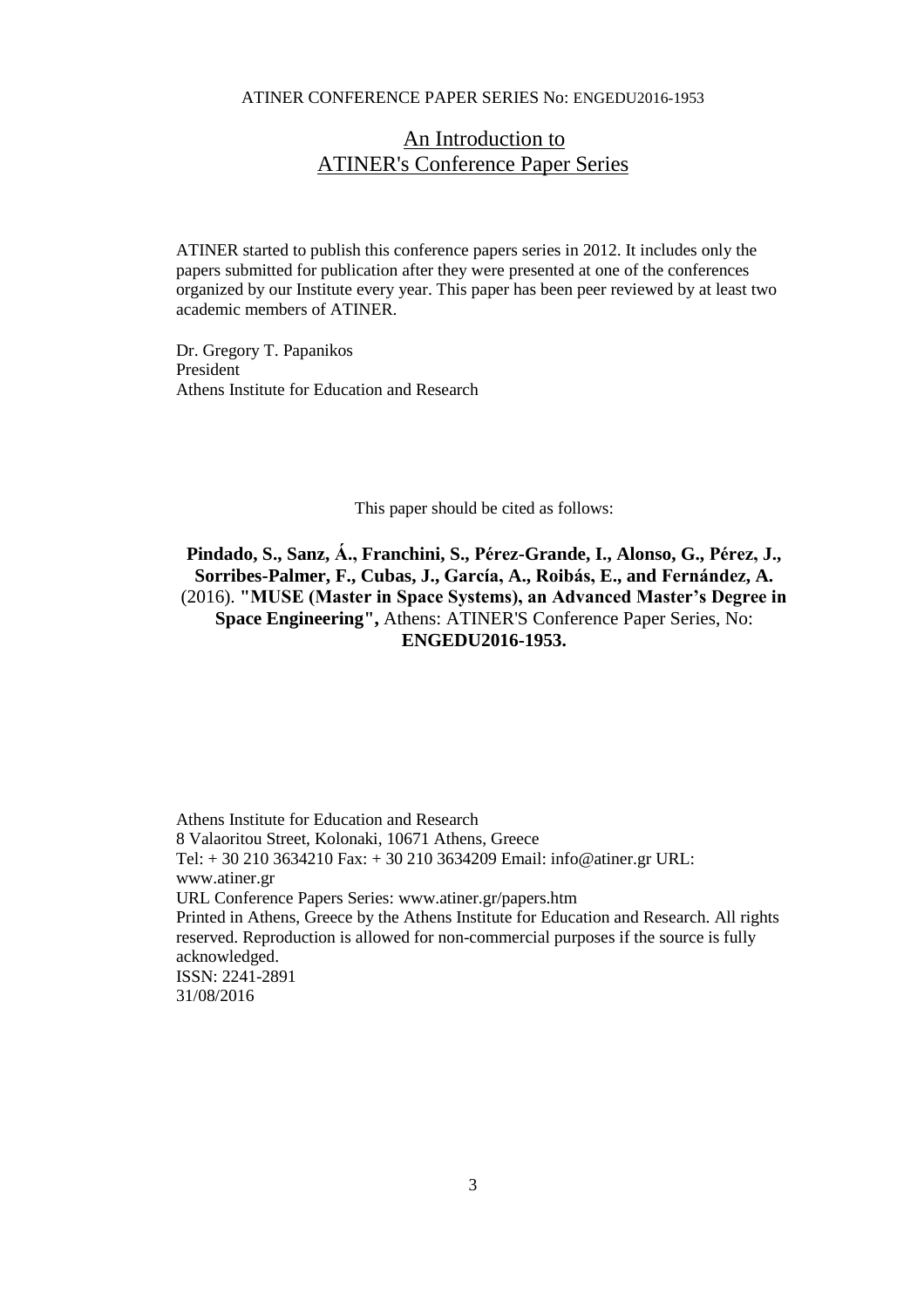# An Introduction to ATINER's Conference Paper Series

ATINER started to publish this conference papers series in 2012. It includes only the papers submitted for publication after they were presented at one of the conferences organized by our Institute every year. This paper has been peer reviewed by at least two academic members of ATINER.

Dr. Gregory T. Papanikos
President
Athens Institute for Education and Research

This paper should be cited as follows:

**Pindado, S., Sanz, Á., Franchini, S., Pérez-Grande, I., Alonso, G., Pérez, J., Sorribes-Palmer, F., Cubas, J., García, A., Roibás, E., and Fernández, A.** (2016). **"MUSE (Master in Space Systems), an Advanced Master's Degree in Space Engineering",** Athens: ATINER'S Conference Paper Series, No: **ENGEDU2016-1953.**

Athens Institute for Education and Research
8 Valaoritou Street, Kolonaki, 10671 Athens, Greece
Tel: + 30 210 3634210 Fax: + 30 210 3634209 Email: info@atiner.gr URL: www.atiner.gr
URL Conference Papers Series: www.atiner.gr/papers.htm
Printed in Athens, Greece by the Athens Institute for Education and Research. All rights reserved. Reproduction is allowed for non-commercial purposes if the source is fully acknowledged.
ISSN: 2241-2891
31/08/2016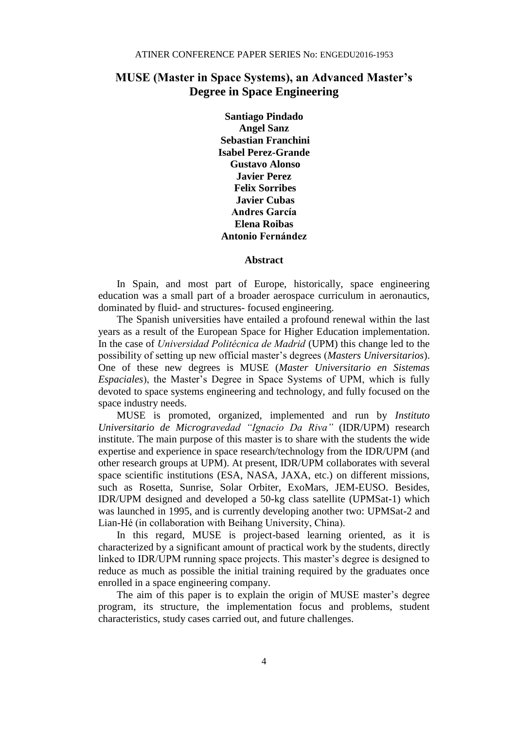# MUSE (Master in Space Systems), an Advanced Master's Degree in Space Engineering

**Santiago Pindado**
**Angel Sanz**
**Sebastian Franchini**
**Isabel Perez-Grande**
**Gustavo Alonso**
**Javier Perez**
**Felix Sorribes**
**Javier Cubas**
**Andres García**
**Elena Roibas**
**Antonio Fernández**

## Abstract

In Spain, and most part of Europe, historically, space engineering education was a small part of a broader aerospace curriculum in aeronautics, dominated by fluid- and structures- focused engineering.

The Spanish universities have entailed a profound renewal within the last years as a result of the European Space for Higher Education implementation. In the case of *Universidad Politécnica de Madrid* (UPM) this change led to the possibility of setting up new official master's degrees (*Masters Universitarios*). One of these new degrees is MUSE (*Master Universitario en Sistemas Espaciales*), the Master's Degree in Space Systems of UPM, which is fully devoted to space systems engineering and technology, and fully focused on the space industry needs.

MUSE is promoted, organized, implemented and run by *Instituto Universitario de Microgravedad "Ignacio Da Riva"* (IDR/UPM) research institute. The main purpose of this master is to share with the students the wide expertise and experience in space research/technology from the IDR/UPM (and other research groups at UPM). At present, IDR/UPM collaborates with several space scientific institutions (ESA, NASA, JAXA, etc.) on different missions, such as Rosetta, Sunrise, Solar Orbiter, ExoMars, JEM-EUSO. Besides, IDR/UPM designed and developed a 50-kg class satellite (UPMSat-1) which was launched in 1995, and is currently developing another two: UPMSat-2 and Lian-Hé (in collaboration with Beihang University, China).

In this regard, MUSE is project-based learning oriented, as it is characterized by a significant amount of practical work by the students, directly linked to IDR/UPM running space projects. This master's degree is designed to reduce as much as possible the initial training required by the graduates once enrolled in a space engineering company.

The aim of this paper is to explain the origin of MUSE master's degree program, its structure, the implementation focus and problems, student characteristics, study cases carried out, and future challenges.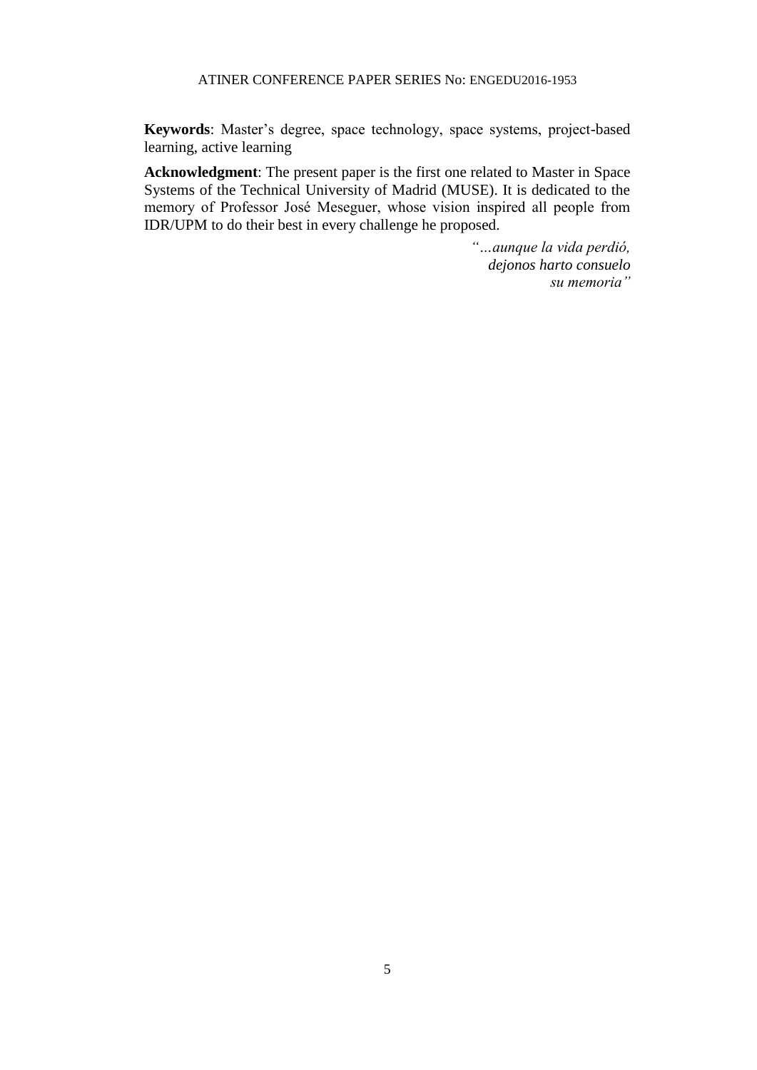**Keywords**: Master's degree, space technology, space systems, project-based learning, active learning

**Acknowledgment**: The present paper is the first one related to Master in Space Systems of the Technical University of Madrid (MUSE). It is dedicated to the memory of Professor José Meseguer, whose vision inspired all people from IDR/UPM to do their best in every challenge he proposed.

*"…aunque la vida perdió,*  
*dejonos harto consuelo*  
*su memoria"*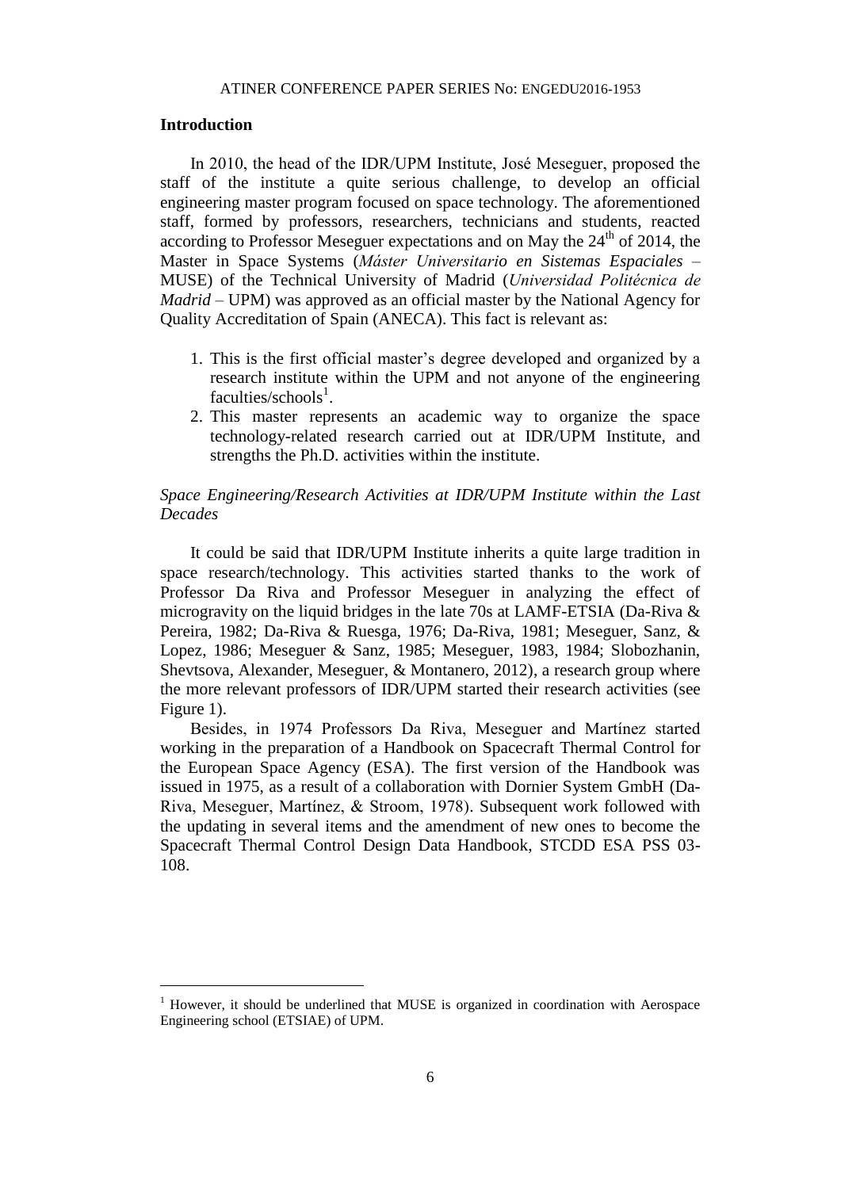## Introduction

In 2010, the head of the IDR/UPM Institute, José Meseguer, proposed the staff of the institute a quite serious challenge, to develop an official engineering master program focused on space technology. The aforementioned staff, formed by professors, researchers, technicians and students, reacted according to Professor Meseguer expectations and on May the 24th of 2014, the Master in Space Systems (*Máster Universitario en Sistemas Espaciales* – MUSE) of the Technical University of Madrid (*Universidad Politécnica de Madrid* – UPM) was approved as an official master by the National Agency for Quality Accreditation of Spain (ANECA). This fact is relevant as:

1. This is the first official master's degree developed and organized by a research institute within the UPM and not anyone of the engineering faculties/schools[1].
2. This master represents an academic way to organize the space technology-related research carried out at IDR/UPM Institute, and strengths the Ph.D. activities within the institute.

### *Space Engineering/Research Activities at IDR/UPM Institute within the Last Decades*

It could be said that IDR/UPM Institute inherits a quite large tradition in space research/technology. This activities started thanks to the work of Professor Da Riva and Professor Meseguer in analyzing the effect of microgravity on the liquid bridges in the late 70s at LAMF-ETSIA (Da-Riva & Pereira, 1982; Da-Riva & Ruesga, 1976; Da-Riva, 1981; Meseguer, Sanz, & Lopez, 1986; Meseguer & Sanz, 1985; Meseguer, 1983, 1984; Slobozhanin, Shevtsova, Alexander, Meseguer, & Montanero, 2012), a research group where the more relevant professors of IDR/UPM started their research activities (see Figure 1).

Besides, in 1974 Professors Da Riva, Meseguer and Martínez started working in the preparation of a Handbook on Spacecraft Thermal Control for the European Space Agency (ESA). The first version of the Handbook was issued in 1975, as a result of a collaboration with Dornier System GmbH (Da-Riva, Meseguer, Martínez, & Stroom, 1978). Subsequent work followed with the updating in several items and the amendment of new ones to become the Spacecraft Thermal Control Design Data Handbook, STCDD ESA PSS 03-108.

[1] However, it should be underlined that MUSE is organized in coordination with Aerospace Engineering school (ETSIAE) of UPM.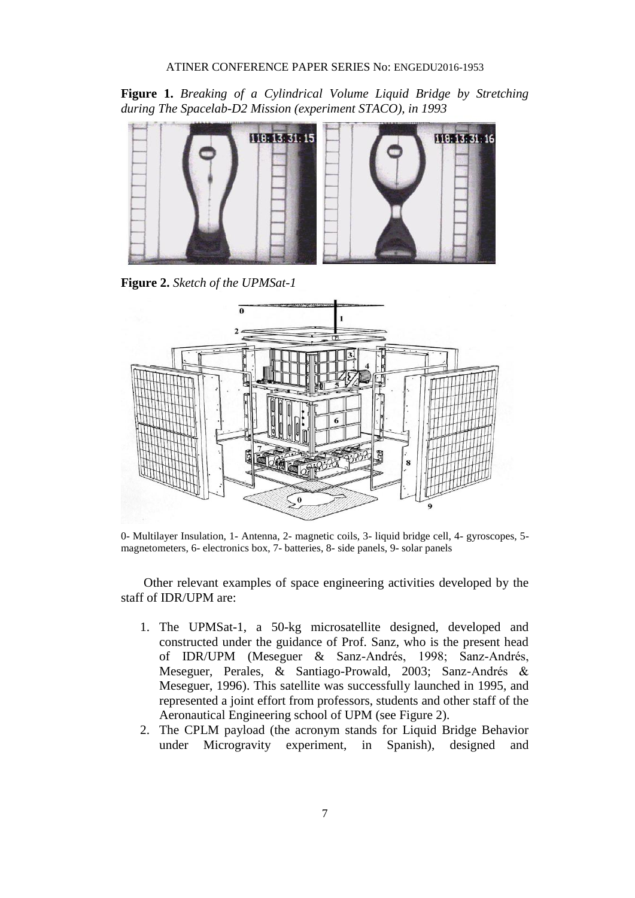**Figure 1.** *Breaking of a Cylindrical Volume Liquid Bridge by Stretching during The Spacelab-D2 Mission (experiment STACO), in 1993*

**Figure 2.** *Sketch of the UPMSat-1*

0- Multilayer Insulation, 1- Antenna, 2- magnetic coils, 3- liquid bridge cell, 4- gyroscopes, 5- magnetometers, 6- electronics box, 7- batteries, 8- side panels, 9- solar panels

Other relevant examples of space engineering activities developed by the staff of IDR/UPM are:

1. The UPMSat-1, a 50-kg microsatellite designed, developed and constructed under the guidance of Prof. Sanz, who is the present head of IDR/UPM (Meseguer & Sanz-Andrés, 1998; Sanz-Andrés, Meseguer, Perales, & Santiago-Prowald, 2003; Sanz-Andrés & Meseguer, 1996). This satellite was successfully launched in 1995, and represented a joint effort from professors, students and other staff of the Aeronautical Engineering school of UPM (see Figure 2).
2. The CPLM payload (the acronym stands for Liquid Bridge Behavior under Microgravity experiment, in Spanish), designed and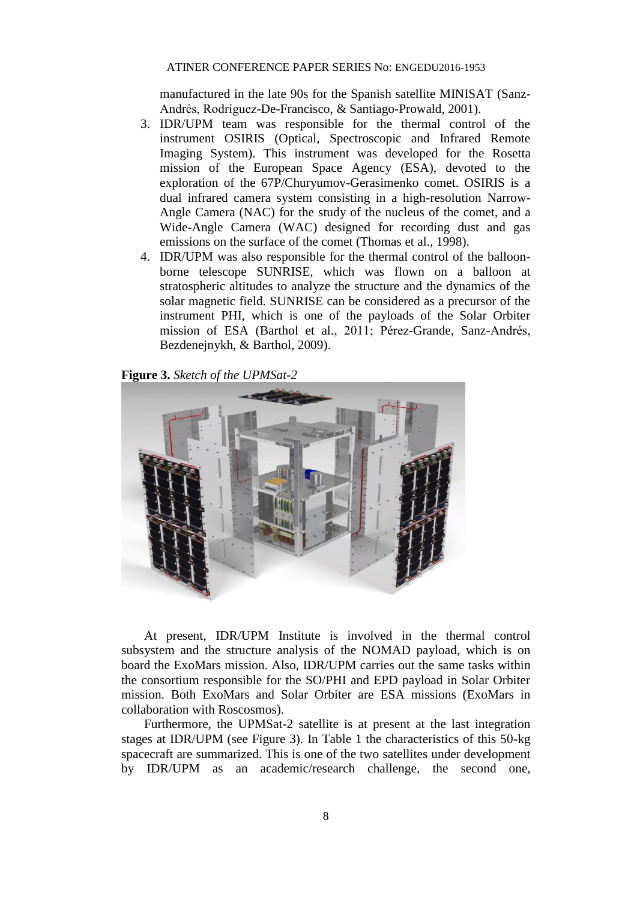manufactured in the late 90s for the Spanish satellite MINISAT (Sanz-Andrés, Rodríguez-De-Francisco, & Santiago-Prowald, 2001).

3. IDR/UPM team was responsible for the thermal control of the instrument OSIRIS (Optical, Spectroscopic and Infrared Remote Imaging System). This instrument was developed for the Rosetta mission of the European Space Agency (ESA), devoted to the exploration of the 67P/Churyumov-Gerasimenko comet. OSIRIS is a dual infrared camera system consisting in a high-resolution Narrow-Angle Camera (NAC) for the study of the nucleus of the comet, and a Wide-Angle Camera (WAC) designed for recording dust and gas emissions on the surface of the comet (Thomas et al., 1998).
4. IDR/UPM was also responsible for the thermal control of the balloon-borne telescope SUNRISE, which was flown on a balloon at stratospheric altitudes to analyze the structure and the dynamics of the solar magnetic field. SUNRISE can be considered as a precursor of the instrument PHI, which is one of the payloads of the Solar Orbiter mission of ESA (Barthol et al., 2011; Pérez-Grande, Sanz-Andrés, Bezdenejnykh, & Barthol, 2009).

**Figure 3.** *Sketch of the UPMSat-2*

At present, IDR/UPM Institute is involved in the thermal control subsystem and the structure analysis of the NOMAD payload, which is on board the ExoMars mission. Also, IDR/UPM carries out the same tasks within the consortium responsible for the SO/PHI and EPD payload in Solar Orbiter mission. Both ExoMars and Solar Orbiter are ESA missions (ExoMars in collaboration with Roscosmos).

Furthermore, the UPMSat-2 satellite is at present at the last integration stages at IDR/UPM (see Figure 3). In Table 1 the characteristics of this 50-kg spacecraft are summarized. This is one of the two satellites under development by IDR/UPM as an academic/research challenge, the second one,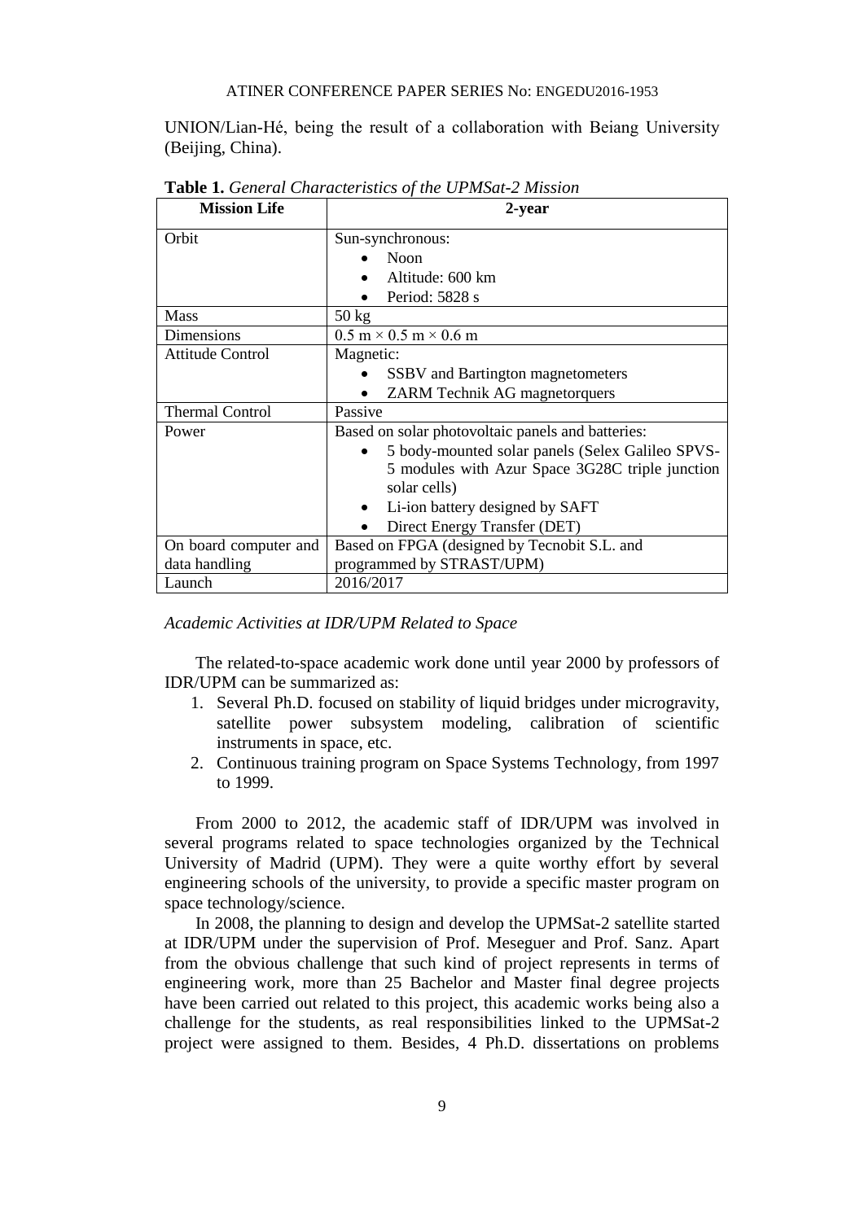UNION/Lian-Hé, being the result of a collaboration with Beiang University (Beijing, China).

**Table 1.** *General Characteristics of the UPMSat-2 Mission*

| **Mission Life** | **2-year** |
|---|---|
| Orbit | Sun-synchronous:<br>• Noon<br>• Altitude: 600 km<br>• Period: 5828 s |
| Mass | 50 kg |
| Dimensions | 0.5 m × 0.5 m × 0.6 m |
| Attitude Control | Magnetic:<br>• SSBV and Bartington magnetometers<br>• ZARM Technik AG magnetorquers |
| Thermal Control | Passive |
| Power | Based on solar photovoltaic panels and batteries:<br>• 5 body-mounted solar panels (Selex Galileo SPVS-5 modules with Azur Space 3G28C triple junction solar cells)<br>• Li-ion battery designed by SAFT<br>• Direct Energy Transfer (DET) |
| On board computer and data handling | Based on FPGA (designed by Tecnobit S.L. and programmed by STRAST/UPM) |
| Launch | 2016/2017 |

### *Academic Activities at IDR/UPM Related to Space*

The related-to-space academic work done until year 2000 by professors of IDR/UPM can be summarized as:

1. Several Ph.D. focused on stability of liquid bridges under microgravity, satellite power subsystem modeling, calibration of scientific instruments in space, etc.
2. Continuous training program on Space Systems Technology, from 1997 to 1999.

From 2000 to 2012, the academic staff of IDR/UPM was involved in several programs related to space technologies organized by the Technical University of Madrid (UPM). They were a quite worthy effort by several engineering schools of the university, to provide a specific master program on space technology/science.

In 2008, the planning to design and develop the UPMSat-2 satellite started at IDR/UPM under the supervision of Prof. Meseguer and Prof. Sanz. Apart from the obvious challenge that such kind of project represents in terms of engineering work, more than 25 Bachelor and Master final degree projects have been carried out related to this project, this academic works being also a challenge for the students, as real responsibilities linked to the UPMSat-2 project were assigned to them. Besides, 4 Ph.D. dissertations on problems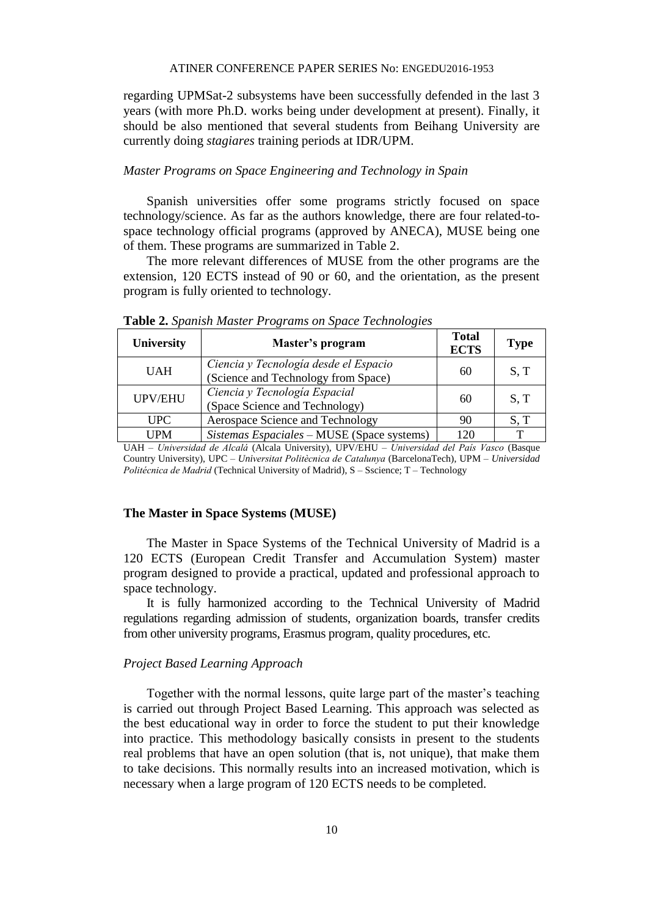regarding UPMSat-2 subsystems have been successfully defended in the last 3 years (with more Ph.D. works being under development at present). Finally, it should be also mentioned that several students from Beihang University are currently doing *stagiares* training periods at IDR/UPM.

### *Master Programs on Space Engineering and Technology in Spain*

Spanish universities offer some programs strictly focused on space technology/science. As far as the authors knowledge, there are four related-to-space technology official programs (approved by ANECA), MUSE being one of them. These programs are summarized in Table 2.

The more relevant differences of MUSE from the other programs are the extension, 120 ECTS instead of 90 or 60, and the orientation, as the present program is fully oriented to technology.

**Table 2.** *Spanish Master Programs on Space Technologies*

| University | Master's program | Total ECTS | Type |
|---|---|---|---|
| UAH | *Ciencia y Tecnología desde el Espacio* (Science and Technology from Space) | 60 | S, T |
| UPV/EHU | *Ciencia y Tecnología Espacial* (Space Science and Technology) | 60 | S, T |
| UPC | Aerospace Science and Technology | 90 | S, T |
| UPM | *Sistemas Espaciales* – MUSE (Space systems) | 120 | T |

UAH – *Universidad de Alcalá* (Alcala University), UPV/EHU – *Universidad del País Vasco* (Basque Country University), UPC – *Universitat Politècnica de Catalunya* (BarcelonaTech), UPM – *Universidad Politécnica de Madrid* (Technical University of Madrid), S – Sscience; T – Technology

## The Master in Space Systems (MUSE)

The Master in Space Systems of the Technical University of Madrid is a 120 ECTS (European Credit Transfer and Accumulation System) master program designed to provide a practical, updated and professional approach to space technology.

It is fully harmonized according to the Technical University of Madrid regulations regarding admission of students, organization boards, transfer credits from other university programs, Erasmus program, quality procedures, etc.

### *Project Based Learning Approach*

Together with the normal lessons, quite large part of the master's teaching is carried out through Project Based Learning. This approach was selected as the best educational way in order to force the student to put their knowledge into practice. This methodology basically consists in present to the students real problems that have an open solution (that is, not unique), that make them to take decisions. This normally results into an increased motivation, which is necessary when a large program of 120 ECTS needs to be completed.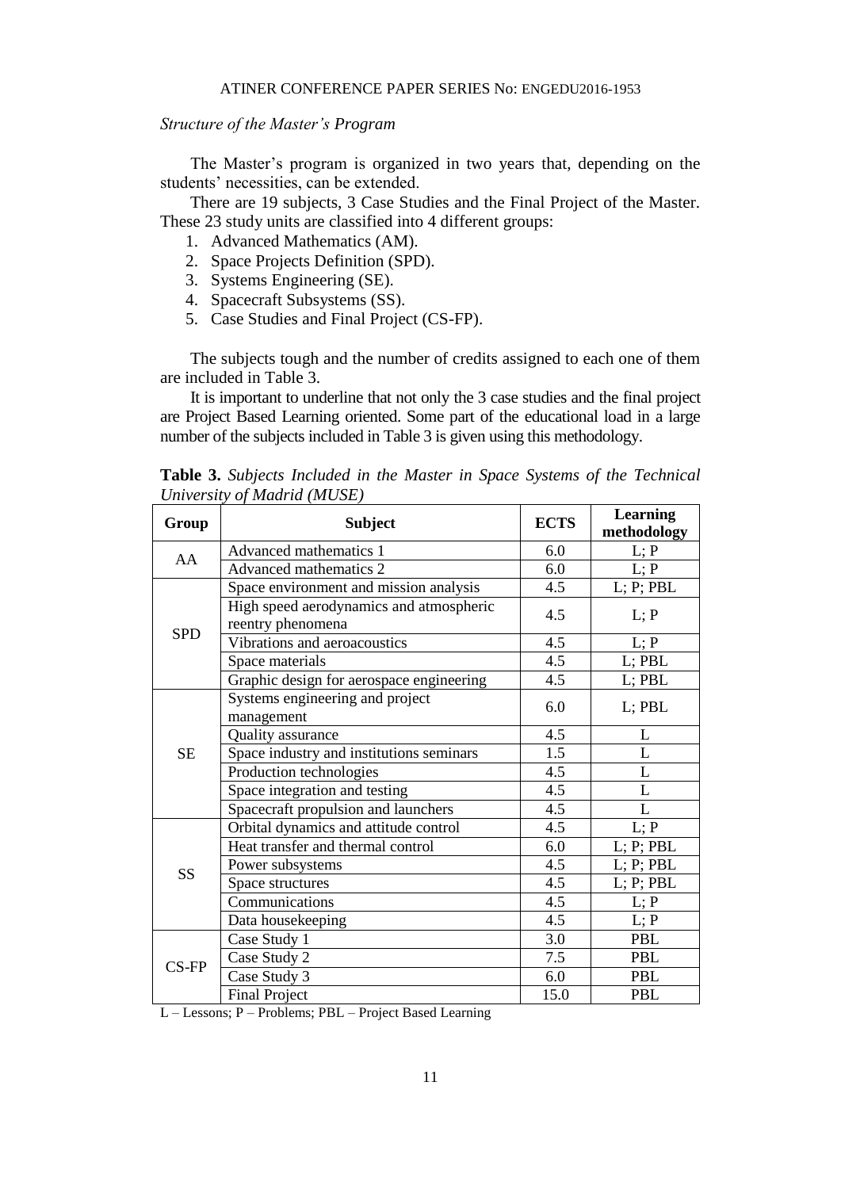*Structure of the Master's Program*

The Master's program is organized in two years that, depending on the students' necessities, can be extended.

There are 19 subjects, 3 Case Studies and the Final Project of the Master. These 23 study units are classified into 4 different groups:

1. Advanced Mathematics (AM).
2. Space Projects Definition (SPD).
3. Systems Engineering (SE).
4. Spacecraft Subsystems (SS).
5. Case Studies and Final Project (CS-FP).

The subjects tough and the number of credits assigned to each one of them are included in Table 3.

It is important to underline that not only the 3 case studies and the final project are Project Based Learning oriented. Some part of the educational load in a large number of the subjects included in Table 3 is given using this methodology.

**Table 3.** *Subjects Included in the Master in Space Systems of the Technical University of Madrid (MUSE)*

| Group | Subject | ECTS | Learning methodology |
|---|---|---|---|
| AA | Advanced mathematics 1 | 6.0 | L; P |
| | Advanced mathematics 2 | 6.0 | L; P |
| SPD | Space environment and mission analysis | 4.5 | L; P; PBL |
| | High speed aerodynamics and atmospheric reentry phenomena | 4.5 | L; P |
| | Vibrations and aeroacoustics | 4.5 | L; P |
| | Space materials | 4.5 | L; PBL |
| | Graphic design for aerospace engineering | 4.5 | L; PBL |
| SE | Systems engineering and project management | 6.0 | L; PBL |
| | Quality assurance | 4.5 | L |
| | Space industry and institutions seminars | 1.5 | L |
| | Production technologies | 4.5 | L |
| | Space integration and testing | 4.5 | L |
| | Spacecraft propulsion and launchers | 4.5 | L |
| SS | Orbital dynamics and attitude control | 4.5 | L; P |
| | Heat transfer and thermal control | 6.0 | L; P; PBL |
| | Power subsystems | 4.5 | L; P; PBL |
| | Space structures | 4.5 | L; P; PBL |
| | Communications | 4.5 | L; P |
| | Data housekeeping | 4.5 | L; P |
| CS-FP | Case Study 1 | 3.0 | PBL |
| | Case Study 2 | 7.5 | PBL |
| | Case Study 3 | 6.0 | PBL |
| | Final Project | 15.0 | PBL |

L – Lessons; P – Problems; PBL – Project Based Learning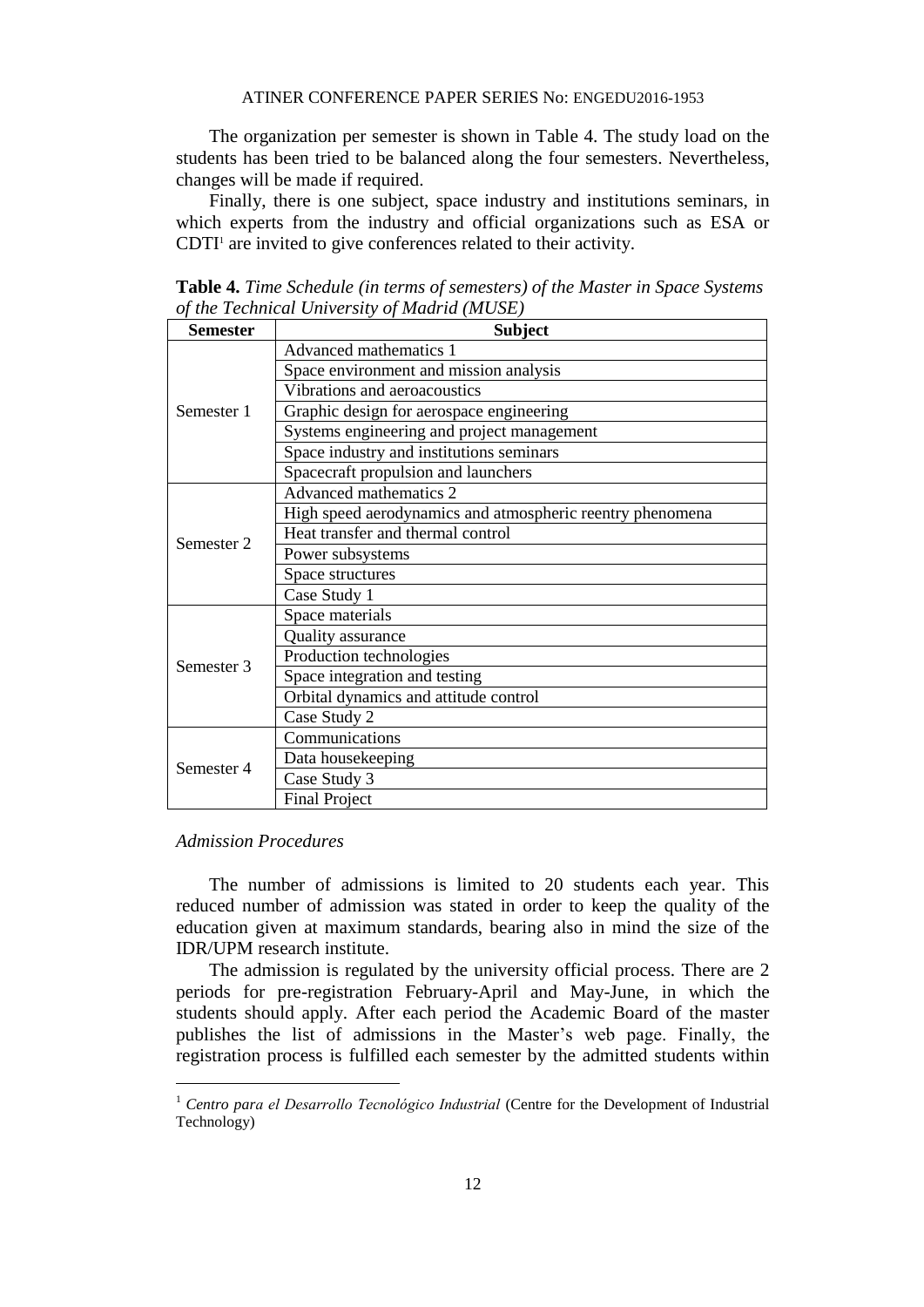The organization per semester is shown in Table 4. The study load on the students has been tried to be balanced along the four semesters. Nevertheless, changes will be made if required.

Finally, there is one subject, space industry and institutions seminars, in which experts from the industry and official organizations such as ESA or CDTI[1] are invited to give conferences related to their activity.

**Table 4.** *Time Schedule (in terms of semesters) of the Master in Space Systems of the Technical University of Madrid (MUSE)*

| Semester | Subject |
|---|---|
| Semester 1 | Advanced mathematics 1 |
| | Space environment and mission analysis |
| | Vibrations and aeroacoustics |
| | Graphic design for aerospace engineering |
| | Systems engineering and project management |
| | Space industry and institutions seminars |
| | Spacecraft propulsion and launchers |
| Semester 2 | Advanced mathematics 2 |
| | High speed aerodynamics and atmospheric reentry phenomena |
| | Heat transfer and thermal control |
| | Power subsystems |
| | Space structures |
| | Case Study 1 |
| Semester 3 | Space materials |
| | Quality assurance |
| | Production technologies |
| | Space integration and testing |
| | Orbital dynamics and attitude control |
| | Case Study 2 |
| Semester 4 | Communications |
| | Data housekeeping |
| | Case Study 3 |
| | Final Project |

*Admission Procedures*

The number of admissions is limited to 20 students each year. This reduced number of admission was stated in order to keep the quality of the education given at maximum standards, bearing also in mind the size of the IDR/UPM research institute.

The admission is regulated by the university official process. There are 2 periods for pre-registration February-April and May-June, in which the students should apply. After each period the Academic Board of the master publishes the list of admissions in the Master's web page. Finally, the registration process is fulfilled each semester by the admitted students within

[1] *Centro para el Desarrollo Tecnológico Industrial* (Centre for the Development of Industrial Technology)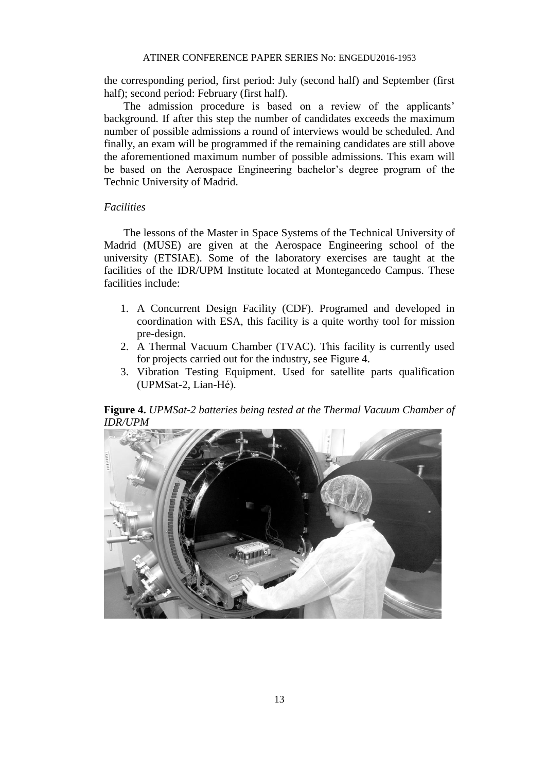the corresponding period, first period: July (second half) and September (first half); second period: February (first half).

The admission procedure is based on a review of the applicants' background. If after this step the number of candidates exceeds the maximum number of possible admissions a round of interviews would be scheduled. And finally, an exam will be programmed if the remaining candidates are still above the aforementioned maximum number of possible admissions. This exam will be based on the Aerospace Engineering bachelor's degree program of the Technic University of Madrid.

*Facilities*

The lessons of the Master in Space Systems of the Technical University of Madrid (MUSE) are given at the Aerospace Engineering school of the university (ETSIAE). Some of the laboratory exercises are taught at the facilities of the IDR/UPM Institute located at Montegancedo Campus. These facilities include:

1. A Concurrent Design Facility (CDF). Programed and developed in coordination with ESA, this facility is a quite worthy tool for mission pre-design.
2. A Thermal Vacuum Chamber (TVAC). This facility is currently used for projects carried out for the industry, see Figure 4.
3. Vibration Testing Equipment. Used for satellite parts qualification (UPMSat-2, Lian-Hé).

**Figure 4.** *UPMSat-2 batteries being tested at the Thermal Vacuum Chamber of IDR/UPM*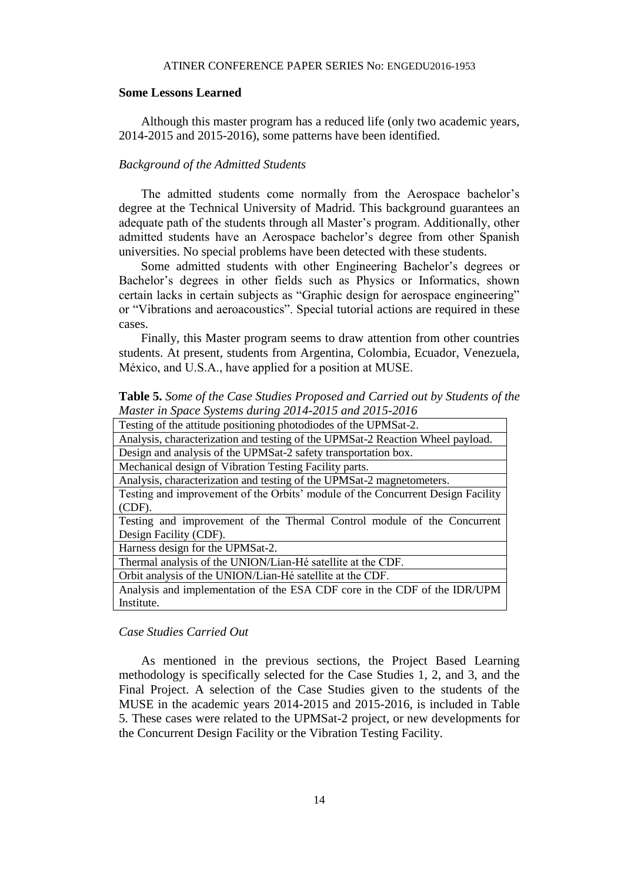## Some Lessons Learned

Although this master program has a reduced life (only two academic years, 2014-2015 and 2015-2016), some patterns have been identified.

### *Background of the Admitted Students*

The admitted students come normally from the Aerospace bachelor's degree at the Technical University of Madrid. This background guarantees an adequate path of the students through all Master's program. Additionally, other admitted students have an Aerospace bachelor's degree from other Spanish universities. No special problems have been detected with these students.

Some admitted students with other Engineering Bachelor's degrees or Bachelor's degrees in other fields such as Physics or Informatics, shown certain lacks in certain subjects as "Graphic design for aerospace engineering" or "Vibrations and aeroacoustics". Special tutorial actions are required in these cases.

Finally, this Master program seems to draw attention from other countries students. At present, students from Argentina, Colombia, Ecuador, Venezuela, México, and U.S.A., have applied for a position at MUSE.

**Table 5.** *Some of the Case Studies Proposed and Carried out by Students of the Master in Space Systems during 2014-2015 and 2015-2016*

| |
|---|
| Testing of the attitude positioning photodiodes of the UPMSat-2. |
| Analysis, characterization and testing of the UPMSat-2 Reaction Wheel payload. |
| Design and analysis of the UPMSat-2 safety transportation box. |
| Mechanical design of Vibration Testing Facility parts. |
| Analysis, characterization and testing of the UPMSat-2 magnetometers. |
| Testing and improvement of the Orbits' module of the Concurrent Design Facility (CDF). |
| Testing and improvement of the Thermal Control module of the Concurrent Design Facility (CDF). |
| Harness design for the UPMSat-2. |
| Thermal analysis of the UNION/Lian-Hé satellite at the CDF. |
| Orbit analysis of the UNION/Lian-Hé satellite at the CDF. |
| Analysis and implementation of the ESA CDF core in the CDF of the IDR/UPM Institute. |

### *Case Studies Carried Out*

As mentioned in the previous sections, the Project Based Learning methodology is specifically selected for the Case Studies 1, 2, and 3, and the Final Project. A selection of the Case Studies given to the students of the MUSE in the academic years 2014-2015 and 2015-2016, is included in Table 5. These cases were related to the UPMSat-2 project, or new developments for the Concurrent Design Facility or the Vibration Testing Facility.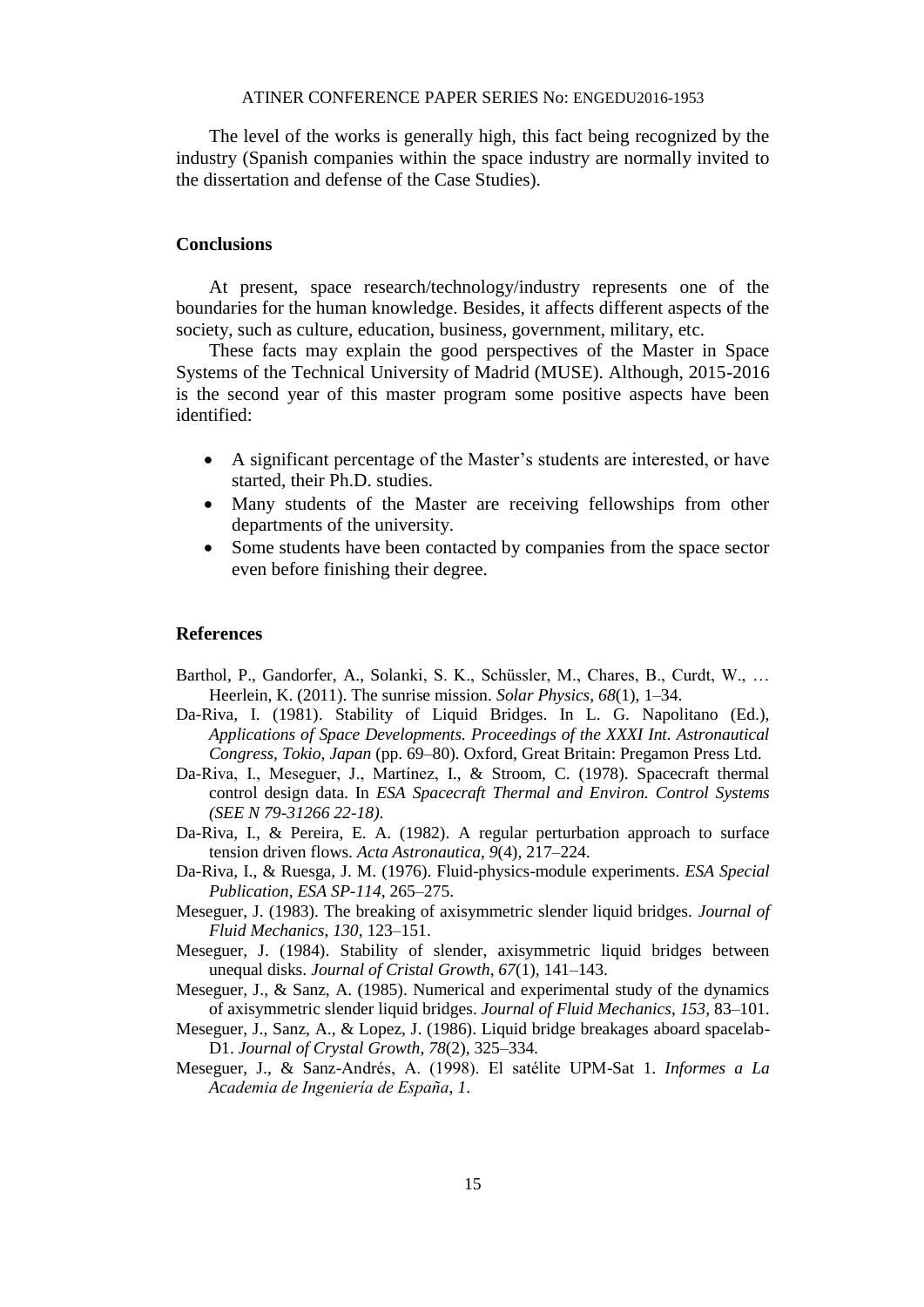The level of the works is generally high, this fact being recognized by the industry (Spanish companies within the space industry are normally invited to the dissertation and defense of the Case Studies).

## Conclusions

At present, space research/technology/industry represents one of the boundaries for the human knowledge. Besides, it affects different aspects of the society, such as culture, education, business, government, military, etc.

These facts may explain the good perspectives of the Master in Space Systems of the Technical University of Madrid (MUSE). Although, 2015-2016 is the second year of this master program some positive aspects have been identified:

- A significant percentage of the Master's students are interested, or have started, their Ph.D. studies.
- Many students of the Master are receiving fellowships from other departments of the university.
- Some students have been contacted by companies from the space sector even before finishing their degree.

## References

Barthol, P., Gandorfer, A., Solanki, S. K., Schüssler, M., Chares, B., Curdt, W., … Heerlein, K. (2011). The sunrise mission. *Solar Physics*, *68*(1), 1–34.

Da-Riva, I. (1981). Stability of Liquid Bridges. In L. G. Napolitano (Ed.), *Applications of Space Developments. Proceedings of the XXXI Int. Astronautical Congress, Tokio, Japan* (pp. 69–80). Oxford, Great Britain: Pregamon Press Ltd.

Da-Riva, I., Meseguer, J., Martínez, I., & Stroom, C. (1978). Spacecraft thermal control design data. In *ESA Spacecraft Thermal and Environ. Control Systems (SEE N 79-31266 22-18)*.

Da-Riva, I., & Pereira, E. A. (1982). A regular perturbation approach to surface tension driven flows. *Acta Astronautica*, *9*(4), 217–224.

Da-Riva, I., & Ruesga, J. M. (1976). Fluid-physics-module experiments. *ESA Special Publication*, *ESA SP-114*, 265–275.

Meseguer, J. (1983). The breaking of axisymmetric slender liquid bridges. *Journal of Fluid Mechanics*, *130*, 123–151.

Meseguer, J. (1984). Stability of slender, axisymmetric liquid bridges between unequal disks. *Journal of Cristal Growth*, *67*(1), 141–143.

Meseguer, J., & Sanz, A. (1985). Numerical and experimental study of the dynamics of axisymmetric slender liquid bridges. *Journal of Fluid Mechanics*, *153*, 83–101.

Meseguer, J., Sanz, A., & Lopez, J. (1986). Liquid bridge breakages aboard spacelab-D1. *Journal of Crystal Growth*, *78*(2), 325–334.

Meseguer, J., & Sanz-Andrés, A. (1998). El satélite UPM-Sat 1. *Informes a La Academia de Ingeniería de España*, *1*.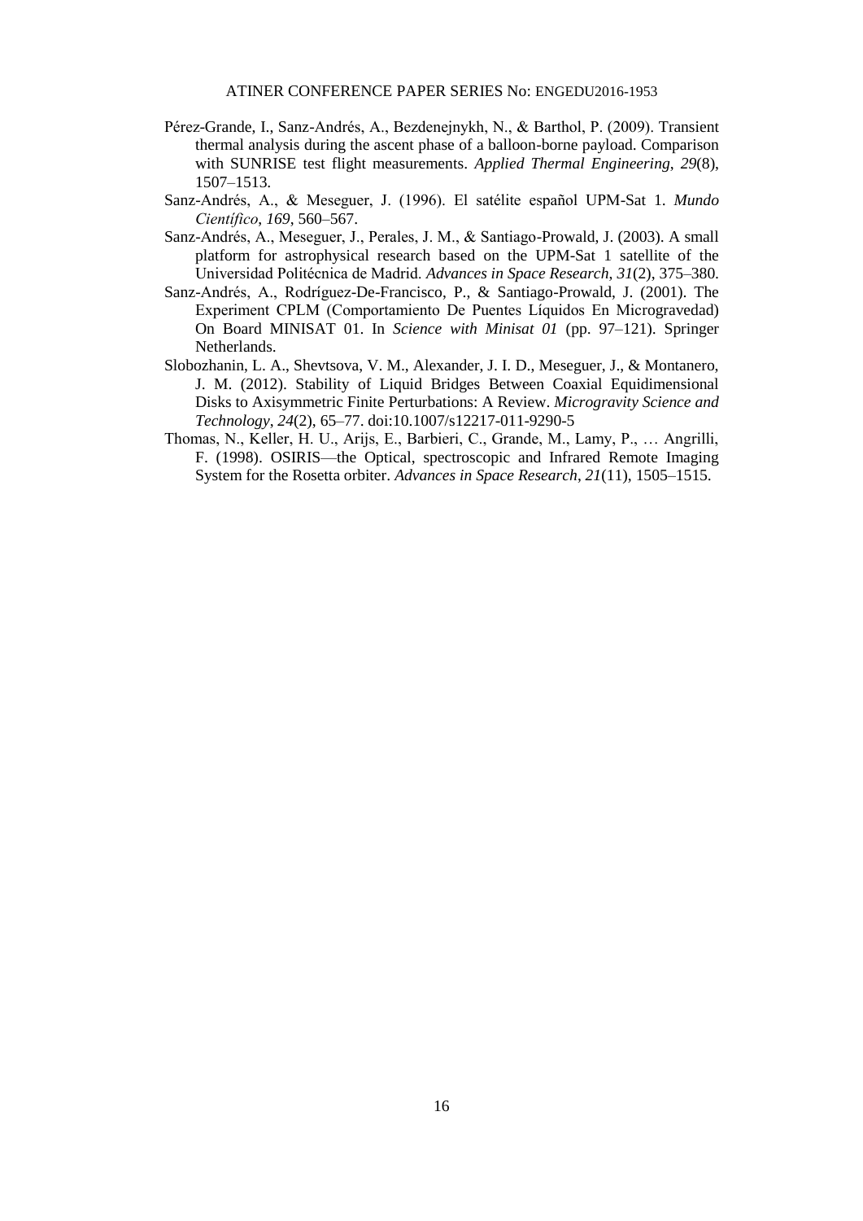Pérez-Grande, I., Sanz-Andrés, A., Bezdenejnykh, N., & Barthol, P. (2009). Transient thermal analysis during the ascent phase of a balloon-borne payload. Comparison with SUNRISE test flight measurements. *Applied Thermal Engineering*, *29*(8), 1507–1513.

Sanz-Andrés, A., & Meseguer, J. (1996). El satélite español UPM-Sat 1. *Mundo Científico*, *169*, 560–567.

Sanz-Andrés, A., Meseguer, J., Perales, J. M., & Santiago-Prowald, J. (2003). A small platform for astrophysical research based on the UPM-Sat 1 satellite of the Universidad Politécnica de Madrid. *Advances in Space Research*, *31*(2), 375–380.

Sanz-Andrés, A., Rodríguez-De-Francisco, P., & Santiago-Prowald, J. (2001). The Experiment CPLM (Comportamiento De Puentes Líquidos En Microgravedad) On Board MINISAT 01. In *Science with Minisat 01* (pp. 97–121). Springer Netherlands.

Slobozhanin, L. A., Shevtsova, V. M., Alexander, J. I. D., Meseguer, J., & Montanero, J. M. (2012). Stability of Liquid Bridges Between Coaxial Equidimensional Disks to Axisymmetric Finite Perturbations: A Review. *Microgravity Science and Technology*, *24*(2), 65–77. doi:10.1007/s12217-011-9290-5

Thomas, N., Keller, H. U., Arijs, E., Barbieri, C., Grande, M., Lamy, P., … Angrilli, F. (1998). OSIRIS—the Optical, spectroscopic and Infrared Remote Imaging System for the Rosetta orbiter. *Advances in Space Research*, *21*(11), 1505–1515.